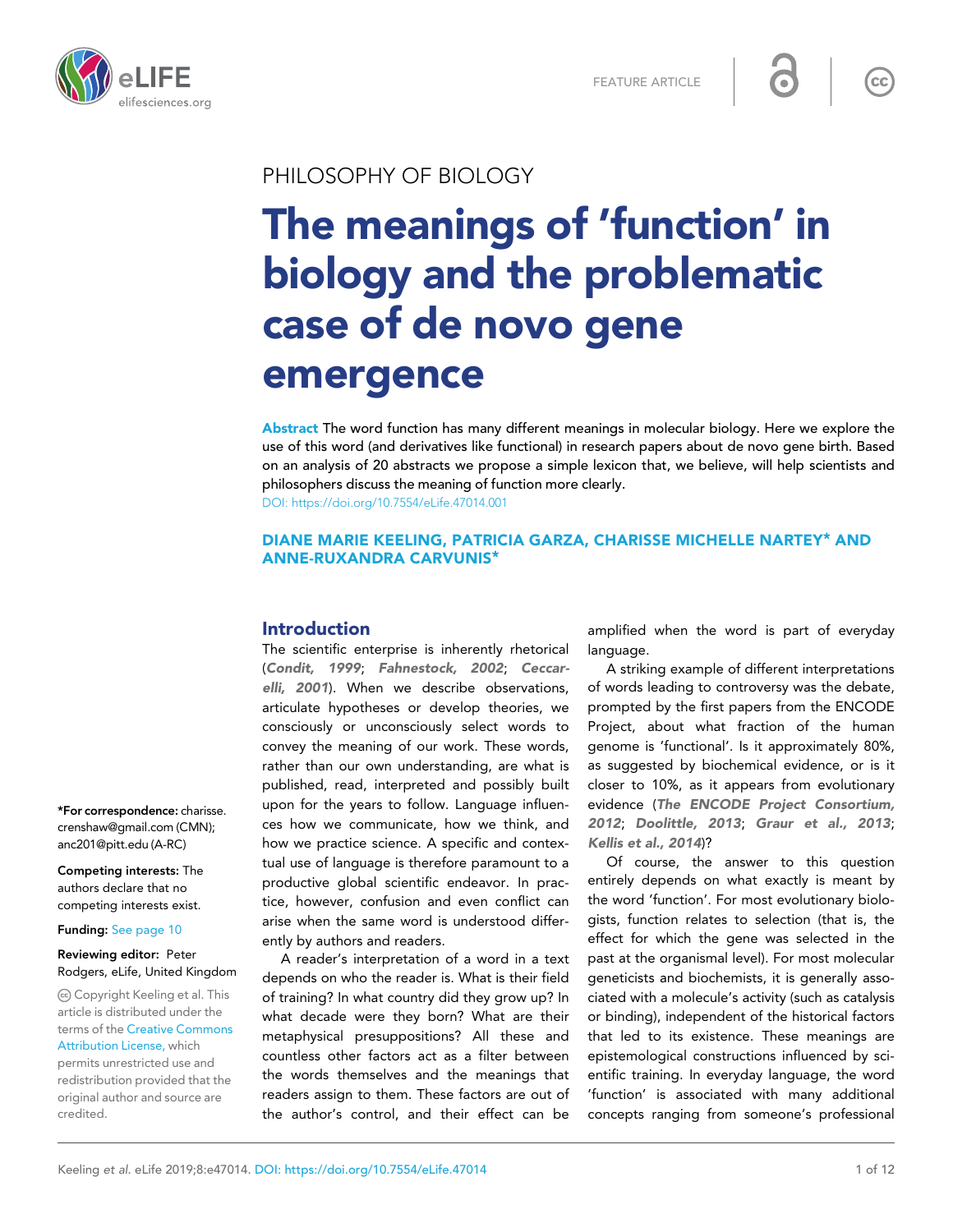FEATURE ARTICLE

PHILOSOPHY OF BIOLOGY

# The meanings of 'function' in biology and the problematic case of de novo gene emergence

**Abstract** The word function has many different meanings in molecular biology. Here we explore the use of this word (and derivatives like functional) in research papers about de novo gene birth. Based on an analysis of 20 abstracts we propose a simple lexicon that, we believe, will help scientists and philosophers discuss the meaning of function more clearly.

DOI: https://doi.org/10.7554/eLife.47014.001

**DIANE MARIE KEELING, PATRICIA GARZA, CHARISSE MICHELLE NARTEY* AND ANNE-RUXANDRA CARVUNIS***

\*For correspondence: charisse.crenshaw@gmail.com (CMN); anc201@pitt.edu (A-RC)

**Competing interests:** The authors declare that no competing interests exist.

**Funding:** See page 10

**Reviewing editor:** Peter Rodgers, eLife, United Kingdom

Copyright Keeling et al. This article is distributed under the terms of the Creative Commons Attribution License, which permits unrestricted use and redistribution provided that the original author and source are credited.

## Introduction

The scientific enterprise is inherently rhetorical (***Condit, 1999***; ***Fahnestock, 2002***; ***Ceccarelli, 2001***). When we describe observations, articulate hypotheses or develop theories, we consciously or unconsciously select words to convey the meaning of our work. These words, rather than our own understanding, are what is published, read, interpreted and possibly built upon for the years to follow. Language influences how we communicate, how we think, and how we practice science. A specific and contextual use of language is therefore paramount to a productive global scientific endeavor. In practice, however, confusion and even conflict can arise when the same word is understood differently by authors and readers.

A reader's interpretation of a word in a text depends on who the reader is. What is their field of training? In what country did they grow up? In what decade were they born? What are their metaphysical presuppositions? All these and countless other factors act as a filter between the words themselves and the meanings that readers assign to them. These factors are out of the author's control, and their effect can be amplified when the word is part of everyday language.

A striking example of different interpretations of words leading to controversy was the debate, prompted by the first papers from the ENCODE Project, about what fraction of the human genome is 'functional'. Is it approximately 80%, as suggested by biochemical evidence, or is it closer to 10%, as it appears from evolutionary evidence (***The ENCODE Project Consortium, 2012***; ***Doolittle, 2013***; ***Graur et al., 2013***; ***Kellis et al., 2014***)?

Of course, the answer to this question entirely depends on what exactly is meant by the word 'function'. For most evolutionary biologists, function relates to selection (that is, the effect for which the gene was selected in the past at the organismal level). For most molecular geneticists and biochemists, it is generally associated with a molecule's activity (such as catalysis or binding), independent of the historical factors that led to its existence. These meanings are epistemological constructions influenced by scientific training. In everyday language, the word 'function' is associated with many additional concepts ranging from someone's professional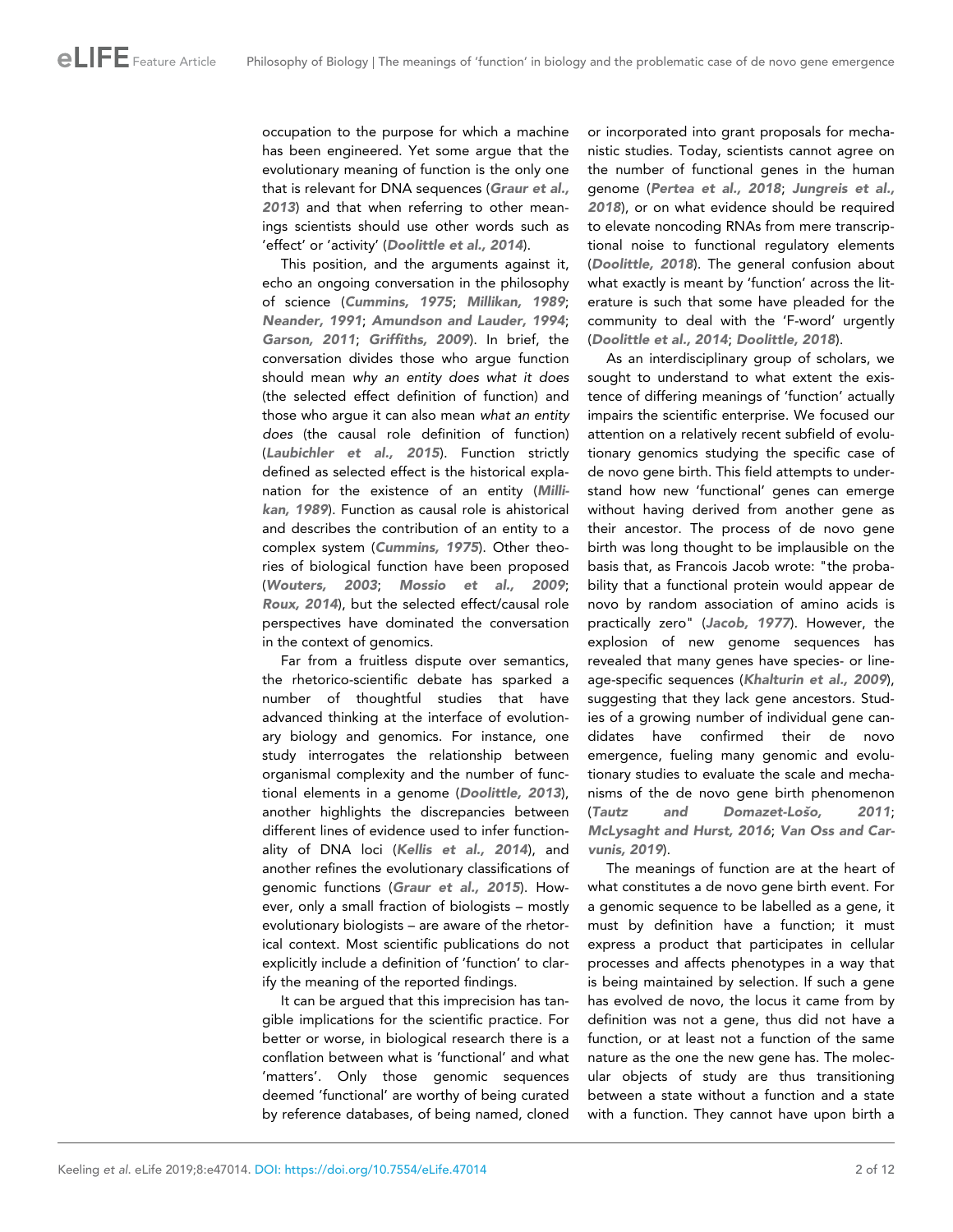occupation to the purpose for which a machine has been engineered. Yet some argue that the evolutionary meaning of function is the only one that is relevant for DNA sequences (**Graur et al., 2013**) and that when referring to other meanings scientists should use other words such as 'effect' or 'activity' (**Doolittle et al., 2014**).

This position, and the arguments against it, echo an ongoing conversation in the philosophy of science (**Cummins, 1975**; **Millikan, 1989**; **Neander, 1991**; **Amundson and Lauder, 1994**; **Garson, 2011**; **Griffiths, 2009**). In brief, the conversation divides those who argue function should mean *why an entity does what it does* (the selected effect definition of function) and those who argue it can also mean *what an entity does* (the causal role definition of function) (**Laubichler et al., 2015**). Function strictly defined as selected effect is the historical explanation for the existence of an entity (**Millikan, 1989**). Function as causal role is ahistorical and describes the contribution of an entity to a complex system (**Cummins, 1975**). Other theories of biological function have been proposed (**Wouters, 2003**; **Mossio et al., 2009**; **Roux, 2014**), but the selected effect/causal role perspectives have dominated the conversation in the context of genomics.

Far from a fruitless dispute over semantics, the rhetorico-scientific debate has sparked a number of thoughtful studies that have advanced thinking at the interface of evolutionary biology and genomics. For instance, one study interrogates the relationship between organismal complexity and the number of functional elements in a genome (**Doolittle, 2013**), another highlights the discrepancies between different lines of evidence used to infer functionality of DNA loci (**Kellis et al., 2014**), and another refines the evolutionary classifications of genomic functions (**Graur et al., 2015**). However, only a small fraction of biologists – mostly evolutionary biologists – are aware of the rhetorical context. Most scientific publications do not explicitly include a definition of 'function' to clarify the meaning of the reported findings.

It can be argued that this imprecision has tangible implications for the scientific practice. For better or worse, in biological research there is a conflation between what is 'functional' and what 'matters'. Only those genomic sequences deemed 'functional' are worthy of being curated by reference databases, of being named, cloned or incorporated into grant proposals for mechanistic studies. Today, scientists cannot agree on the number of functional genes in the human genome (**Pertea et al., 2018**; **Jungreis et al., 2018**), or on what evidence should be required to elevate noncoding RNAs from mere transcriptional noise to functional regulatory elements (**Doolittle, 2018**). The general confusion about what exactly is meant by 'function' across the literature is such that some have pleaded for the community to deal with the 'F-word' urgently (**Doolittle et al., 2014**; **Doolittle, 2018**).

As an interdisciplinary group of scholars, we sought to understand to what extent the existence of differing meanings of 'function' actually impairs the scientific enterprise. We focused our attention on a relatively recent subfield of evolutionary genomics studying the specific case of de novo gene birth. This field attempts to understand how new 'functional' genes can emerge without having derived from another gene as their ancestor. The process of de novo gene birth was long thought to be implausible on the basis that, as Francois Jacob wrote: "the probability that a functional protein would appear de novo by random association of amino acids is practically zero" (**Jacob, 1977**). However, the explosion of new genome sequences has revealed that many genes have species- or lineage-specific sequences (**Khalturin et al., 2009**), suggesting that they lack gene ancestors. Studies of a growing number of individual gene candidates have confirmed their de novo emergence, fueling many genomic and evolutionary studies to evaluate the scale and mechanisms of the de novo gene birth phenomenon (**Tautz and Domazet-Lošo, 2011**; **McLysaght and Hurst, 2016**; **Van Oss and Carvunis, 2019**).

The meanings of function are at the heart of what constitutes a de novo gene birth event. For a genomic sequence to be labelled as a gene, it must by definition have a function; it must express a product that participates in cellular processes and affects phenotypes in a way that is being maintained by selection. If such a gene has evolved de novo, the locus it came from by definition was not a gene, thus did not have a function, or at least not a function of the same nature as the one the new gene has. The molecular objects of study are thus transitioning between a state without a function and a state with a function. They cannot have upon birth a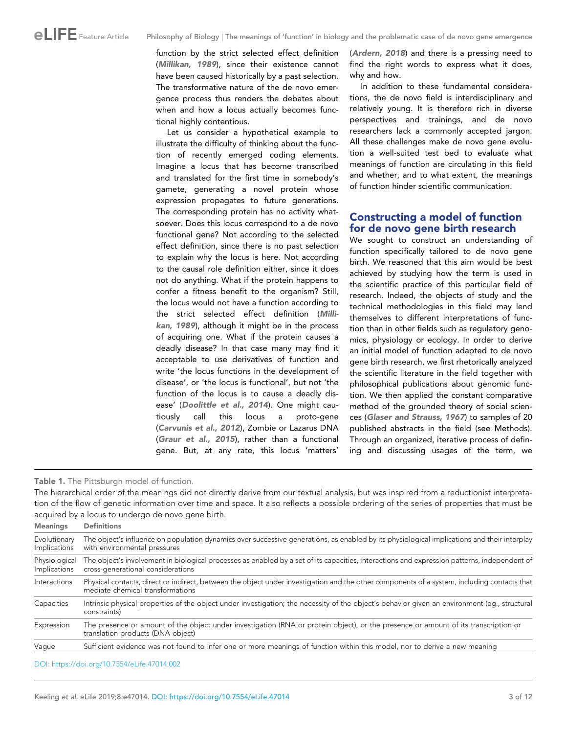function by the strict selected effect definition (*Millikan, 1989*), since their existence cannot have been caused historically by a past selection. The transformative nature of the de novo emergence process thus renders the debates about when and how a locus actually becomes functional highly contentious.

Let us consider a hypothetical example to illustrate the difficulty of thinking about the function of recently emerged coding elements. Imagine a locus that has become transcribed and translated for the first time in somebody's gamete, generating a novel protein whose expression propagates to future generations. The corresponding protein has no activity whatsoever. Does this locus correspond to a de novo functional gene? Not according to the selected effect definition, since there is no past selection to explain why the locus is here. Not according to the causal role definition either, since it does not do anything. What if the protein happens to confer a fitness benefit to the organism? Still, the locus would not have a function according to the strict selected effect definition (*Millikan, 1989*), although it might be in the process of acquiring one. What if the protein causes a deadly disease? In that case many may find it acceptable to use derivatives of function and write 'the locus functions in the development of disease', or 'the locus is functional', but not 'the function of the locus is to cause a deadly disease' (*Doolittle et al., 2014*). One might cautiously call this locus a proto-gene (*Carvunis et al., 2012*), Zombie or Lazarus DNA (*Graur et al., 2015*), rather than a functional gene. But, at any rate, this locus 'matters' (*Ardern, 2018*) and there is a pressing need to find the right words to express what it does, why and how.

In addition to these fundamental considerations, the de novo field is interdisciplinary and relatively young. It is therefore rich in diverse perspectives and trainings, and de novo researchers lack a commonly accepted jargon. All these challenges make de novo gene evolution a well-suited test bed to evaluate what meanings of function are circulating in this field and whether, and to what extent, the meanings of function hinder scientific communication.

## Constructing a model of function for de novo gene birth research

We sought to construct an understanding of function specifically tailored to de novo gene birth. We reasoned that this aim would be best achieved by studying how the term is used in the scientific practice of this particular field of research. Indeed, the objects of study and the technical methodologies in this field may lend themselves to different interpretations of function than in other fields such as regulatory genomics, physiology or ecology. In order to derive an initial model of function adapted to de novo gene birth research, we first rhetorically analyzed the scientific literature in the field together with philosophical publications about genomic function. We then applied the constant comparative method of the grounded theory of social sciences (*Glaser and Strauss, 1967*) to samples of 20 published abstracts in the field (see Methods). Through an organized, iterative process of defining and discussing usages of the term, we

**Table 1.** The Pittsburgh model of function.

The hierarchical order of the meanings did not directly derive from our textual analysis, but was inspired from a reductionist interpretation of the flow of genetic information over time and space. It also reflects a possible ordering of the series of properties that must be acquired by a locus to undergo de novo gene birth.

| Meanings | Definitions |
|---|---|
| Evolutionary Implications | The object's influence on population dynamics over successive generations, as enabled by its physiological implications and their interplay with environmental pressures |
| Physiological Implications | The object's involvement in biological processes as enabled by a set of its capacities, interactions and expression patterns, independent of cross-generational considerations |
| Interactions | Physical contacts, direct or indirect, between the object under investigation and the other components of a system, including contacts that mediate chemical transformations |
| Capacities | Intrinsic physical properties of the object under investigation; the necessity of the object's behavior given an environment (eg., structural constraints) |
| Expression | The presence or amount of the object under investigation (RNA or protein object), or the presence or amount of its transcription or translation products (DNA object) |
| Vague | Sufficient evidence was not found to infer one or more meanings of function within this model, nor to derive a new meaning |

DOI: https://doi.org/10.7554/eLife.47014.002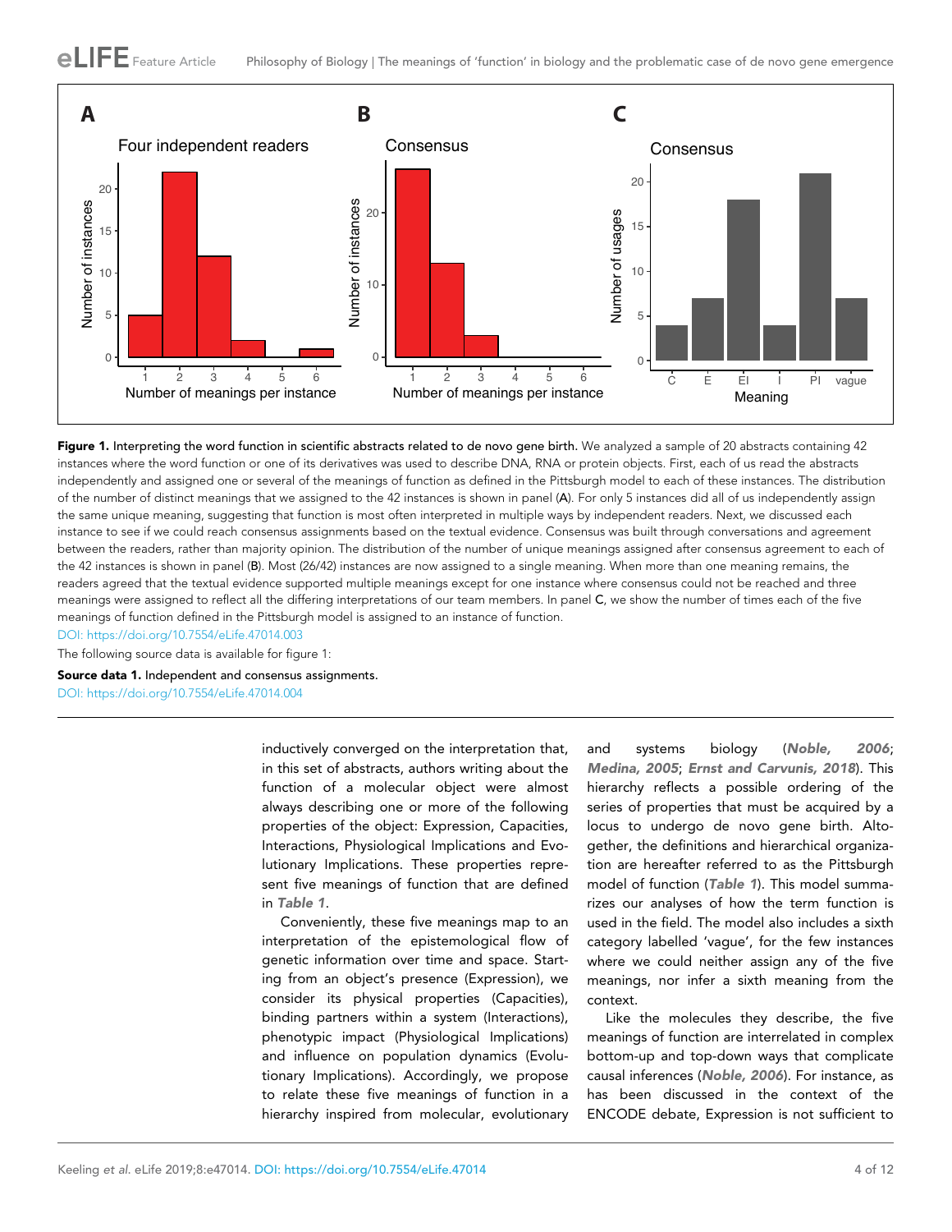**Figure 1.** Interpreting the word function in scientific abstracts related to de novo gene birth. We analyzed a sample of 20 abstracts containing 42 instances where the word function or one of its derivatives was used to describe DNA, RNA or protein objects. First, each of us read the abstracts independently and assigned one or several of the meanings of function as defined in the Pittsburgh model to each of these instances. The distribution of the number of distinct meanings that we assigned to the 42 instances is shown in panel (A). For only 5 instances did all of us independently assign the same unique meaning, suggesting that function is most often interpreted in multiple ways by independent readers. Next, we discussed each instance to see if we could reach consensus assignments based on the textual evidence. Consensus was built through conversations and agreement between the readers, rather than majority opinion. The distribution of the number of unique meanings assigned after consensus agreement to each of the 42 instances is shown in panel (B). Most (26/42) instances are now assigned to a single meaning. When more than one meaning remains, the readers agreed that the textual evidence supported multiple meanings except for one instance where consensus could not be reached and three meanings were assigned to reflect all the differing interpretations of our team members. In panel C, we show the number of times each of the five meanings of function defined in the Pittsburgh model is assigned to an instance of function.

DOI: https://doi.org/10.7554/eLife.47014.003

The following source data is available for figure 1:

**Source data 1.** Independent and consensus assignments.

DOI: https://doi.org/10.7554/eLife.47014.004

inductively converged on the interpretation that, in this set of abstracts, authors writing about the function of a molecular object were almost always describing one or more of the following properties of the object: Expression, Capacities, Interactions, Physiological Implications and Evolutionary Implications. These properties represent five meanings of function that are defined in ***Table 1***.

Conveniently, these five meanings map to an interpretation of the epistemological flow of genetic information over time and space. Starting from an object's presence (Expression), we consider its physical properties (Capacities), binding partners within a system (Interactions), phenotypic impact (Physiological Implications) and influence on population dynamics (Evolutionary Implications). Accordingly, we propose to relate these five meanings of function in a hierarchy inspired from molecular, evolutionary and systems biology (***Noble, 2006***; ***Medina, 2005***; ***Ernst and Carvunis, 2018***). This hierarchy reflects a possible ordering of the series of properties that must be acquired by a locus to undergo de novo gene birth. Altogether, the definitions and hierarchical organization are hereafter referred to as the Pittsburgh model of function (***Table 1***). This model summarizes our analyses of how the term function is used in the field. The model also includes a sixth category labelled 'vague', for the few instances where we could neither assign any of the five meanings, nor infer a sixth meaning from the context.

Like the molecules they describe, the five meanings of function are interrelated in complex bottom-up and top-down ways that complicate causal inferences (***Noble, 2006***). For instance, as has been discussed in the context of the ENCODE debate, Expression is not sufficient to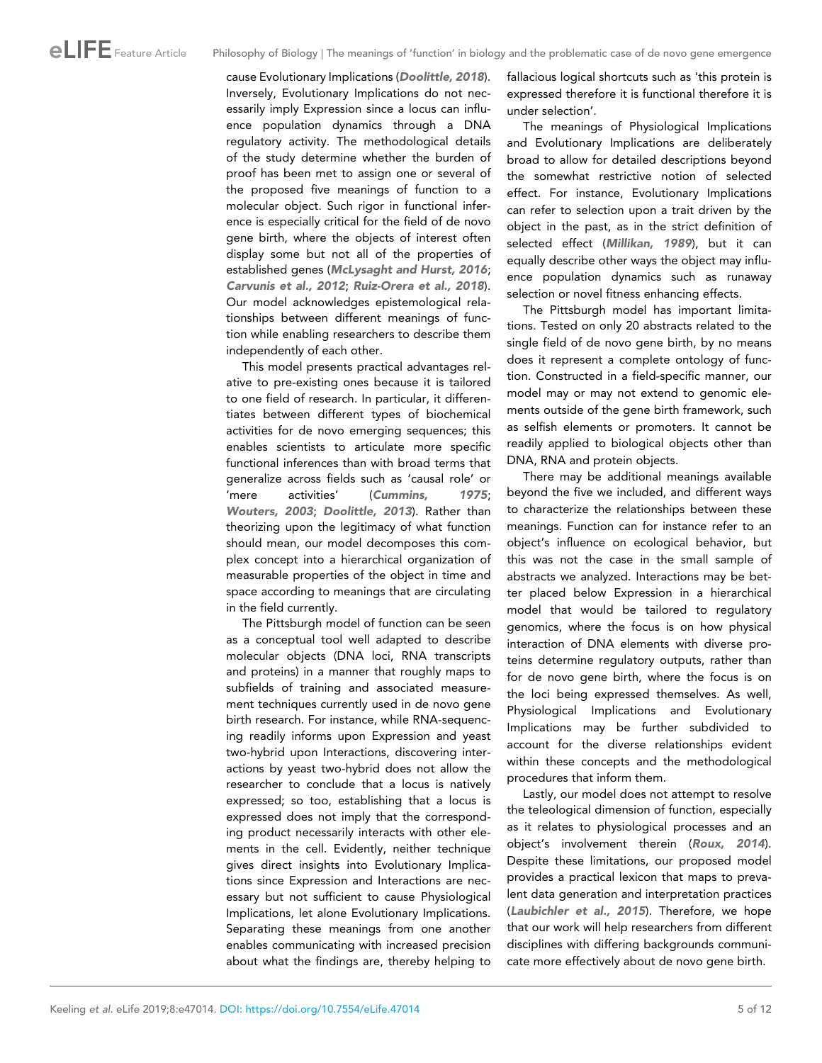cause Evolutionary Implications (*Doolittle, 2018*). Inversely, Evolutionary Implications do not necessarily imply Expression since a locus can influence population dynamics through a DNA regulatory activity. The methodological details of the study determine whether the burden of proof has been met to assign one or several of the proposed five meanings of function to a molecular object. Such rigor in functional inference is especially critical for the field of de novo gene birth, where the objects of interest often display some but not all of the properties of established genes (*McLysaght and Hurst, 2016*; *Carvunis et al., 2012*; *Ruiz-Orera et al., 2018*). Our model acknowledges epistemological relationships between different meanings of function while enabling researchers to describe them independently of each other.

This model presents practical advantages relative to pre-existing ones because it is tailored to one field of research. In particular, it differentiates between different types of biochemical activities for de novo emerging sequences; this enables scientists to articulate more specific functional inferences than with broad terms that generalize across fields such as 'causal role' or 'mere activities' (*Cummins, 1975*; *Wouters, 2003*; *Doolittle, 2013*). Rather than theorizing upon the legitimacy of what function should mean, our model decomposes this complex concept into a hierarchical organization of measurable properties of the object in time and space according to meanings that are circulating in the field currently.

The Pittsburgh model of function can be seen as a conceptual tool well adapted to describe molecular objects (DNA loci, RNA transcripts and proteins) in a manner that roughly maps to subfields of training and associated measurement techniques currently used in de novo gene birth research. For instance, while RNA-sequencing readily informs upon Expression and yeast two-hybrid upon Interactions, discovering interactions by yeast two-hybrid does not allow the researcher to conclude that a locus is natively expressed; so too, establishing that a locus is expressed does not imply that the corresponding product necessarily interacts with other elements in the cell. Evidently, neither technique gives direct insights into Evolutionary Implications since Expression and Interactions are necessary but not sufficient to cause Physiological Implications, let alone Evolutionary Implications. Separating these meanings from one another enables communicating with increased precision about what the findings are, thereby helping to fallacious logical shortcuts such as 'this protein is expressed therefore it is functional therefore it is under selection'.

The meanings of Physiological Implications and Evolutionary Implications are deliberately broad to allow for detailed descriptions beyond the somewhat restrictive notion of selected effect. For instance, Evolutionary Implications can refer to selection upon a trait driven by the object in the past, as in the strict definition of selected effect (*Millikan, 1989*), but it can equally describe other ways the object may influence population dynamics such as runaway selection or novel fitness enhancing effects.

The Pittsburgh model has important limitations. Tested on only 20 abstracts related to the single field of de novo gene birth, by no means does it represent a complete ontology of function. Constructed in a field-specific manner, our model may or may not extend to genomic elements outside of the gene birth framework, such as selfish elements or promoters. It cannot be readily applied to biological objects other than DNA, RNA and protein objects.

There may be additional meanings available beyond the five we included, and different ways to characterize the relationships between these meanings. Function can for instance refer to an object's influence on ecological behavior, but this was not the case in the small sample of abstracts we analyzed. Interactions may be better placed below Expression in a hierarchical model that would be tailored to regulatory genomics, where the focus is on how physical interaction of DNA elements with diverse proteins determine regulatory outputs, rather than for de novo gene birth, where the focus is on the loci being expressed themselves. As well, Physiological Implications and Evolutionary Implications may be further subdivided to account for the diverse relationships evident within these concepts and the methodological procedures that inform them.

Lastly, our model does not attempt to resolve the teleological dimension of function, especially as it relates to physiological processes and an object's involvement therein (*Roux, 2014*). Despite these limitations, our proposed model provides a practical lexicon that maps to prevalent data generation and interpretation practices (*Laubichler et al., 2015*). Therefore, we hope that our work will help researchers from different disciplines with differing backgrounds communicate more effectively about de novo gene birth.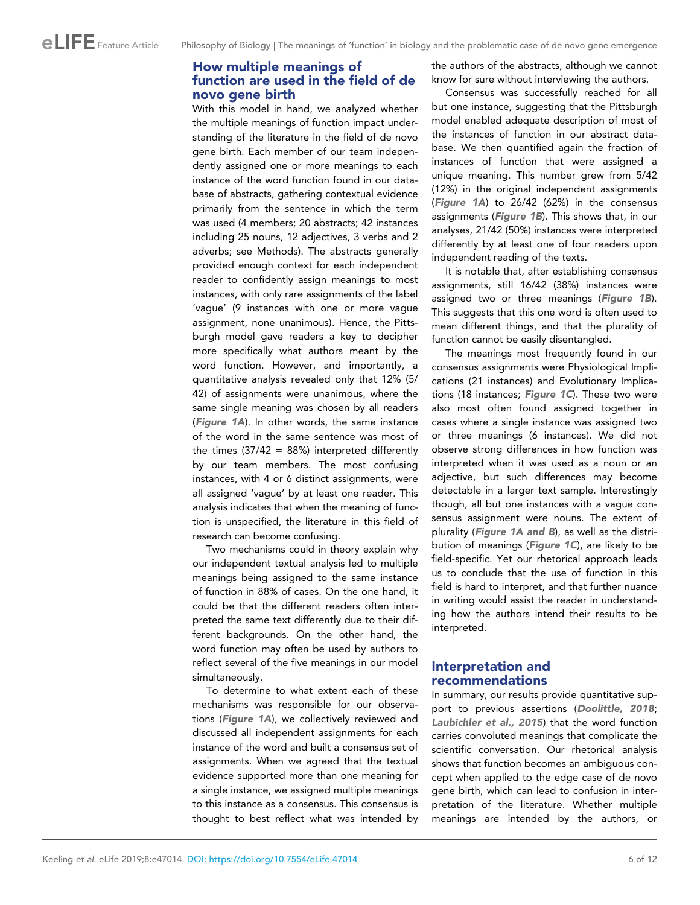## How multiple meanings of function are used in the field of de novo gene birth

With this model in hand, we analyzed whether the multiple meanings of function impact understanding of the literature in the field of de novo gene birth. Each member of our team independently assigned one or more meanings to each instance of the word function found in our database of abstracts, gathering contextual evidence primarily from the sentence in which the term was used (4 members; 20 abstracts; 42 instances including 25 nouns, 12 adjectives, 3 verbs and 2 adverbs; see Methods). The abstracts generally provided enough context for each independent reader to confidently assign meanings to most instances, with only rare assignments of the label 'vague' (9 instances with one or more vague assignment, none unanimous). Hence, the Pittsburgh model gave readers a key to decipher more specifically what authors meant by the word function. However, and importantly, a quantitative analysis revealed only that 12% (5/42) of assignments were unanimous, where the same single meaning was chosen by all readers (***Figure 1A***). In other words, the same instance of the word in the same sentence was most of the times (37/42 = 88%) interpreted differently by our team members. The most confusing instances, with 4 or 6 distinct assignments, were all assigned 'vague' by at least one reader. This analysis indicates that when the meaning of function is unspecified, the literature in this field of research can become confusing.

Two mechanisms could in theory explain why our independent textual analysis led to multiple meanings being assigned to the same instance of function in 88% of cases. On the one hand, it could be that the different readers often interpreted the same text differently due to their different backgrounds. On the other hand, the word function may often be used by authors to reflect several of the five meanings in our model simultaneously.

To determine to what extent each of these mechanisms was responsible for our observations (***Figure 1A***), we collectively reviewed and discussed all independent assignments for each instance of the word and built a consensus set of assignments. When we agreed that the textual evidence supported more than one meaning for a single instance, we assigned multiple meanings to this instance as a consensus. This consensus is thought to best reflect what was intended by the authors of the abstracts, although we cannot know for sure without interviewing the authors.

Consensus was successfully reached for all but one instance, suggesting that the Pittsburgh model enabled adequate description of most of the instances of function in our abstract database. We then quantified again the fraction of instances of function that were assigned a unique meaning. This number grew from 5/42 (12%) in the original independent assignments (***Figure 1A***) to 26/42 (62%) in the consensus assignments (***Figure 1B***). This shows that, in our analyses, 21/42 (50%) instances were interpreted differently by at least one of four readers upon independent reading of the texts.

It is notable that, after establishing consensus assignments, still 16/42 (38%) instances were assigned two or three meanings (***Figure 1B***). This suggests that this one word is often used to mean different things, and that the plurality of function cannot be easily disentangled.

The meanings most frequently found in our consensus assignments were Physiological Implications (21 instances) and Evolutionary Implications (18 instances; ***Figure 1C***). These two were also most often found assigned together in cases where a single instance was assigned two or three meanings (6 instances). We did not observe strong differences in how function was interpreted when it was used as a noun or an adjective, but such differences may become detectable in a larger text sample. Interestingly though, all but one instances with a vague consensus assignment were nouns. The extent of plurality (***Figure 1A and B***), as well as the distribution of meanings (***Figure 1C***), are likely to be field-specific. Yet our rhetorical approach leads us to conclude that the use of function in this field is hard to interpret, and that further nuance in writing would assist the reader in understanding how the authors intend their results to be interpreted.

## Interpretation and recommendations

In summary, our results provide quantitative support to previous assertions (***Doolittle, 2018***; ***Laubichler et al., 2015***) that the word function carries convoluted meanings that complicate the scientific conversation. Our rhetorical analysis shows that function becomes an ambiguous concept when applied to the edge case of de novo gene birth, which can lead to confusion in interpretation of the literature. Whether multiple meanings are intended by the authors, or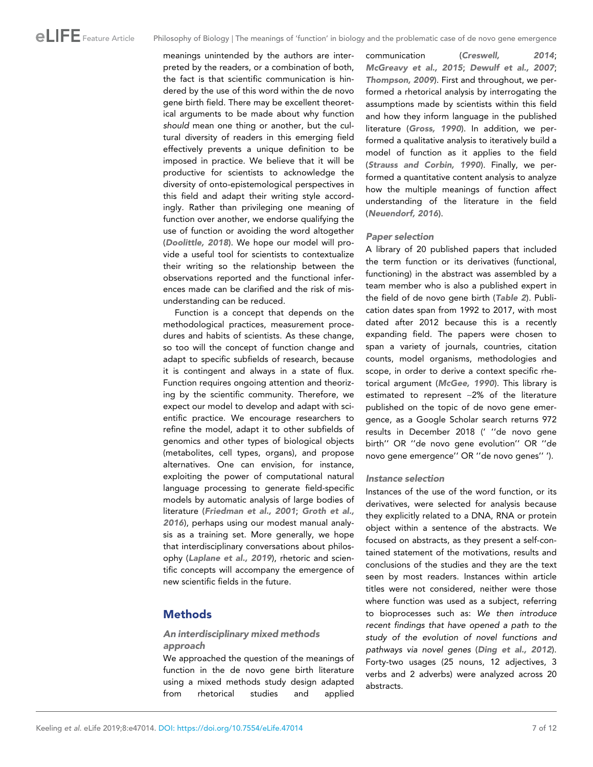meanings unintended by the authors are interpreted by the readers, or a combination of both, the fact is that scientific communication is hindered by the use of this word within the de novo gene birth field. There may be excellent theoretical arguments to be made about why function *should* mean one thing or another, but the cultural diversity of readers in this emerging field effectively prevents a unique definition to be imposed in practice. We believe that it will be productive for scientists to acknowledge the diversity of onto-epistemological perspectives in this field and adapt their writing style accordingly. Rather than privileging one meaning of function over another, we endorse qualifying the use of function or avoiding the word altogether (***Doolittle, 2018***). We hope our model will provide a useful tool for scientists to contextualize their writing so the relationship between the observations reported and the functional inferences made can be clarified and the risk of misunderstanding can be reduced.

Function is a concept that depends on the methodological practices, measurement procedures and habits of scientists. As these change, so too will the concept of function change and adapt to specific subfields of research, because it is contingent and always in a state of flux. Function requires ongoing attention and theorizing by the scientific community. Therefore, we expect our model to develop and adapt with scientific practice. We encourage researchers to refine the model, adapt it to other subfields of genomics and other types of biological objects (metabolites, cell types, organs), and propose alternatives. One can envision, for instance, exploiting the power of computational natural language processing to generate field-specific models by automatic analysis of large bodies of literature (***Friedman et al., 2001***; ***Groth et al., 2016***), perhaps using our modest manual analysis as a training set. More generally, we hope that interdisciplinary conversations about philosophy (***Laplane et al., 2019***), rhetoric and scientific concepts will accompany the emergence of new scientific fields in the future.

## Methods

### An interdisciplinary mixed methods approach

We approached the question of the meanings of function in the de novo gene birth literature using a mixed methods study design adapted from rhetorical studies and applied communication (***Creswell, 2014***; ***McGreavy et al., 2015***; ***Dewulf et al., 2007***; ***Thompson, 2009***). First and throughout, we performed a rhetorical analysis by interrogating the assumptions made by scientists within this field and how they inform language in the published literature (***Gross, 1990***). In addition, we performed a qualitative analysis to iteratively build a model of function as it applies to the field (***Strauss and Corbin, 1990***). Finally, we performed a quantitative content analysis to analyze how the multiple meanings of function affect understanding of the literature in the field (***Neuendorf, 2016***).

### Paper selection

A library of 20 published papers that included the term function or its derivatives (functional, functioning) in the abstract was assembled by a team member who is also a published expert in the field of de novo gene birth (***Table 2***). Publication dates span from 1992 to 2017, with most dated after 2012 because this is a recently expanding field. The papers were chosen to span a variety of journals, countries, citation counts, model organisms, methodologies and scope, in order to derive a context specific rhetorical argument (***McGee, 1990***). This library is estimated to represent ~2% of the literature published on the topic of de novo gene emergence, as a Google Scholar search returns 972 results in December 2018 (' ''de novo gene birth'' OR ''de novo gene evolution'' OR ''de novo gene emergence'' OR ''de novo genes'' ').

### Instance selection

Instances of the use of the word function, or its derivatives, were selected for analysis because they explicitly related to a DNA, RNA or protein object within a sentence of the abstracts. We focused on abstracts, as they present a self-contained statement of the motivations, results and conclusions of the studies and they are the text seen by most readers. Instances within article titles were not considered, neither were those where function was used as a subject, referring to bioprocesses such as: *We then introduce recent findings that have opened a path to the study of the evolution of novel functions and pathways via novel genes* (***Ding et al., 2012***). Forty-two usages (25 nouns, 12 adjectives, 3 verbs and 2 adverbs) were analyzed across 20 abstracts.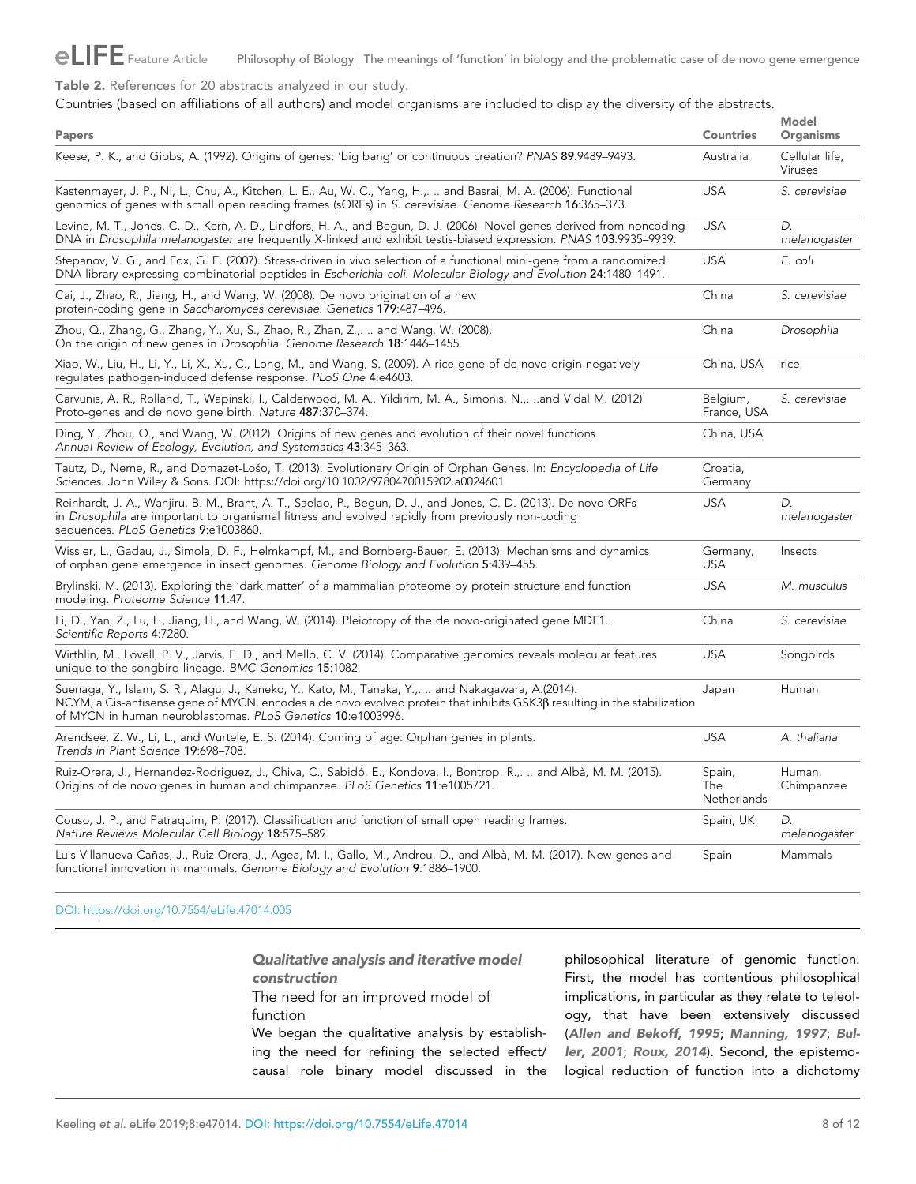**Table 2.** References for 20 abstracts analyzed in our study.

Countries (based on affiliations of all authors) and model organisms are included to display the diversity of the abstracts.

| Papers | Countries | Model Organisms |
|---|---|---|
| Keese, P. K., and Gibbs, A. (1992). Origins of genes: 'big bang' or continuous creation? *PNAS* **89**:9489–9493. | Australia | Cellular life, Viruses |
| Kastenmayer, J. P., Ni, L., Chu, A., Kitchen, L. E., Au, W. C., Yang, H.,. .. and Basrai, M. A. (2006). Functional genomics of genes with small open reading frames (sORFs) in *S. cerevisiae*. *Genome Research* **16**:365–373. | USA | *S. cerevisiae* |
| Levine, M. T., Jones, C. D., Kern, A. D., Lindfors, H. A., and Begun, D. J. (2006). Novel genes derived from noncoding DNA in *Drosophila melanogaster* are frequently X-linked and exhibit testis-biased expression. *PNAS* **103**:9935–9939. | USA | *D. melanogaster* |
| Stepanov, V. G., and Fox, G. E. (2007). Stress-driven in vivo selection of a functional mini-gene from a randomized DNA library expressing combinatorial peptides in *Escherichia coli*. *Molecular Biology and Evolution* **24**:1480–1491. | USA | *E. coli* |
| Cai, J., Zhao, R., Jiang, H., and Wang, W. (2008). De novo origination of a new protein-coding gene in *Saccharomyces cerevisiae*. *Genetics* **179**:487–496. | China | *S. cerevisiae* |
| Zhou, Q., Zhang, G., Zhang, Y., Xu, S., Zhao, R., Zhan, Z.,. .. and Wang, W. (2008). On the origin of new genes in *Drosophila*. *Genome Research* **18**:1446–1455. | China | *Drosophila* |
| Xiao, W., Liu, H., Li, Y., Li, X., Xu, C., Long, M., and Wang, S. (2009). A rice gene of de novo origin negatively regulates pathogen-induced defense response. *PLoS One* **4**:e4603. | China, USA | rice |
| Carvunis, A. R., Rolland, T., Wapinski, I., Calderwood, M. A., Yildirim, M. A., Simonis, N.,. ..and Vidal M. (2012). Proto-genes and de novo gene birth. *Nature* **487**:370–374. | Belgium, France, USA | *S. cerevisiae* |
| Ding, Y., Zhou, Q., and Wang, W. (2012). Origins of new genes and evolution of their novel functions. *Annual Review of Ecology, Evolution, and Systematics* **43**:345–363. | China, USA | |
| Tautz, D., Neme, R., and Domazet-Lošo, T. (2013). Evolutionary Origin of Orphan Genes. In: *Encyclopedia of Life Sciences*. John Wiley & Sons. DOI: https://doi.org/10.1002/9780470015902.a0024601 | Croatia, Germany | |
| Reinhardt, J. A., Wanjiru, B. M., Brant, A. T., Saelao, P., Begun, D. J., and Jones, C. D. (2013). De novo ORFs in *Drosophila* are important to organismal fitness and evolved rapidly from previously non-coding sequences. *PLoS Genetics* **9**:e1003860. | USA | *D. melanogaster* |
| Wissler, L., Gadau, J., Simola, D. F., Helmkampf, M., and Bornberg-Bauer, E. (2013). Mechanisms and dynamics of orphan gene emergence in insect genomes. *Genome Biology and Evolution* **5**:439–455. | Germany, USA | Insects |
| Brylinski, M. (2013). Exploring the 'dark matter' of a mammalian proteome by protein structure and function modeling. *Proteome Science* **11**:47. | USA | *M. musculus* |
| Li, D., Yan, Z., Lu, L., Jiang, H., and Wang, W. (2014). Pleiotropy of the de novo-originated gene MDF1. *Scientific Reports* **4**:7280. | China | *S. cerevisiae* |
| Wirthlin, M., Lovell, P. V., Jarvis, E. D., and Mello, C. V. (2014). Comparative genomics reveals molecular features unique to the songbird lineage. *BMC Genomics* **15**:1082. | USA | Songbirds |
| Suenaga, Y., Islam, S. R., Alagu, J., Kaneko, Y., Kato, M., Tanaka, Y.,. .. and Nakagawara, A.(2014). NCYM, a Cis-antisense gene of MYCN, encodes a de novo evolved protein that inhibits GSK3β resulting in the stabilization of MYCN in human neuroblastomas. *PLoS Genetics* **10**:e1003996. | Japan | Human |
| Arendsee, Z. W., Li, L., and Wurtele, E. S. (2014). Coming of age: Orphan genes in plants. *Trends in Plant Science* **19**:698–708. | USA | *A. thaliana* |
| Ruiz-Orera, J., Hernandez-Rodriguez, J., Chiva, C., Sabidó, E., Kondova, I., Bontrop, R.,. .. and Albà, M. M. (2015). Origins of de novo genes in human and chimpanzee. *PLoS Genetics* **11**:e1005721. | Spain, The Netherlands | Human, Chimpanzee |
| Couso, J. P., and Patraquim, P. (2017). Classification and function of small open reading frames. *Nature Reviews Molecular Cell Biology* **18**:575–589. | Spain, UK | *D. melanogaster* |
| Luis Villanueva-Cañas, J., Ruiz-Orera, J., Agea, M. I., Gallo, M., Andreu, D., and Albà, M. M. (2017). New genes and functional innovation in mammals. *Genome Biology and Evolution* **9**:1886–1900. | Spain | Mammals |

DOI: https://doi.org/10.7554/eLife.47014.005

### *Qualitative analysis and iterative model construction*

#### The need for an improved model of function

We began the qualitative analysis by establishing the need for refining the selected effect/causal role binary model discussed in the philosophical literature of genomic function. First, the model has contentious philosophical implications, in particular as they relate to teleology, that have been extensively discussed (**Allen and Bekoff, 1995**; **Manning, 1997**; **Buller, 2001**; **Roux, 2014**). Second, the epistemological reduction of function into a dichotomy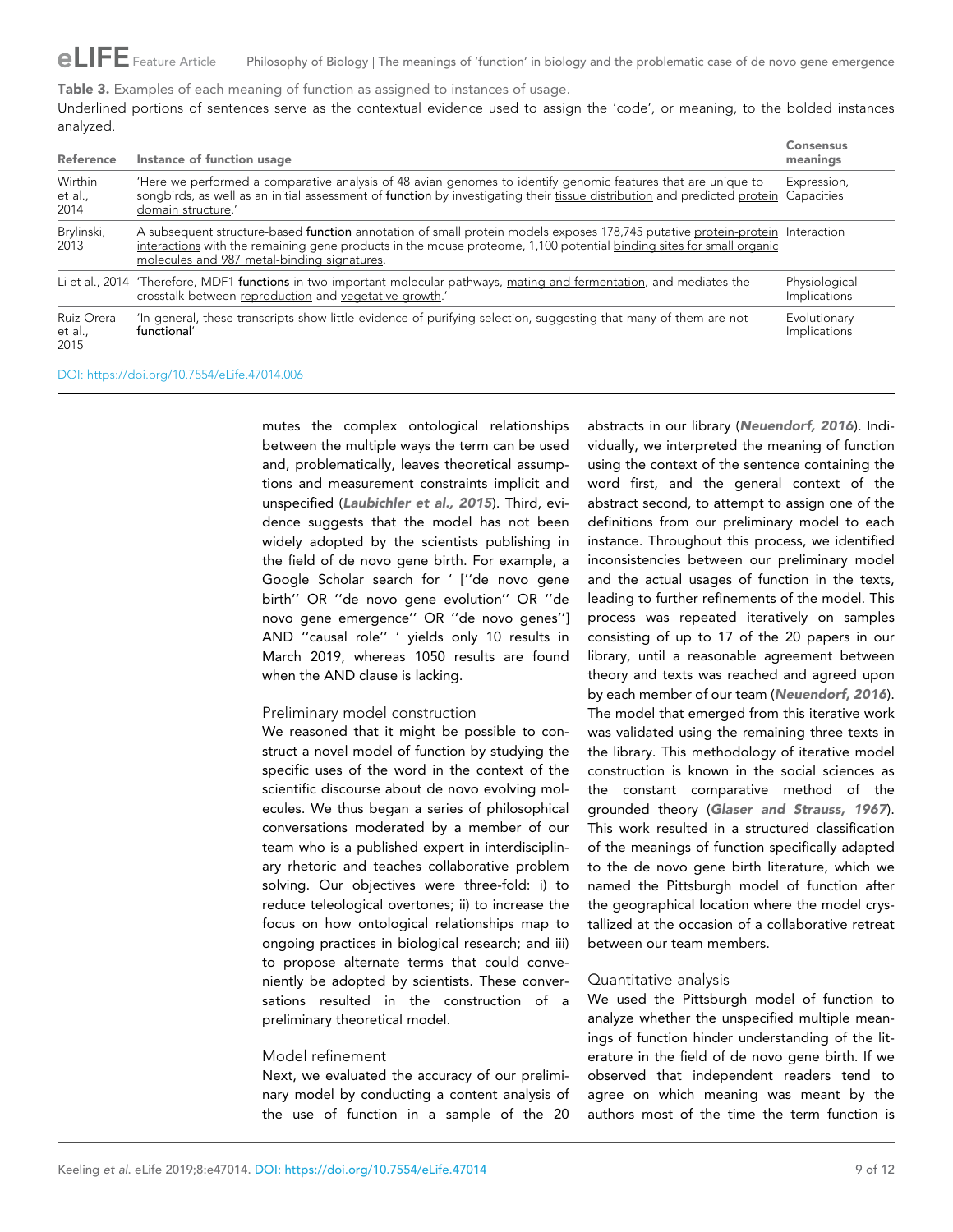**Table 3.** Examples of each meaning of function as assigned to instances of usage.

Underlined portions of sentences serve as the contextual evidence used to assign the 'code', or meaning, to the bolded instances analyzed.

| Reference | Instance of function usage | Consensus meanings |
|---|---|---|
| Wirthin et al., 2014 | 'Here we performed a comparative analysis of 48 avian genomes to identify genomic features that are unique to songbirds, as well as an initial assessment of **function** by investigating their <u>tissue distribution</u> and predicted <u>protein domain structure</u>.' | Expression, Capacities |
| Brylinski, 2013 | A subsequent structure-based **function** annotation of small protein models exposes 178,745 putative <u>protein-protein interactions</u> with the remaining gene products in the mouse proteome, 1,100 potential <u>binding sites for small organic molecules and 987 metal-binding signatures</u>. | Interaction |
| Li et al., 2014 | 'Therefore, MDF1 **functions** in two important molecular pathways, <u>mating and fermentation</u>, and mediates the crosstalk between <u>reproduction</u> and <u>vegetative growth</u>.' | Physiological Implications |
| Ruiz-Orera et al., 2015 | 'In general, these transcripts show little evidence of <u>purifying selection</u>, suggesting that many of them are not **functional**' | Evolutionary Implications |

DOI: https://doi.org/10.7554/eLife.47014.006

mutes the complex ontological relationships between the multiple ways the term can be used and, problematically, leaves theoretical assumptions and measurement constraints implicit and unspecified (*Laubichler et al., 2015*). Third, evidence suggests that the model has not been widely adopted by the scientists publishing in the field of de novo gene birth. For example, a Google Scholar search for ' [''de novo gene birth'' OR ''de novo gene evolution'' OR ''de novo gene emergence'' OR ''de novo genes''] AND ''causal role'' ' yields only 10 results in March 2019, whereas 1050 results are found when the AND clause is lacking.

### Preliminary model construction

We reasoned that it might be possible to construct a novel model of function by studying the specific uses of the word in the context of the scientific discourse about de novo evolving molecules. We thus began a series of philosophical conversations moderated by a member of our team who is a published expert in interdisciplinary rhetoric and teaches collaborative problem solving. Our objectives were three-fold: i) to reduce teleological overtones; ii) to increase the focus on how ontological relationships map to ongoing practices in biological research; and iii) to propose alternate terms that could conveniently be adopted by scientists. These conversations resulted in the construction of a preliminary theoretical model.

### Model refinement

Next, we evaluated the accuracy of our preliminary model by conducting a content analysis of the use of function in a sample of the 20 abstracts in our library (*Neuendorf, 2016*). Individually, we interpreted the meaning of function using the context of the sentence containing the word first, and the general context of the abstract second, to attempt to assign one of the definitions from our preliminary model to each instance. Throughout this process, we identified inconsistencies between our preliminary model and the actual usages of function in the texts, leading to further refinements of the model. This process was repeated iteratively on samples consisting of up to 17 of the 20 papers in our library, until a reasonable agreement between theory and texts was reached and agreed upon by each member of our team (*Neuendorf, 2016*). The model that emerged from this iterative work was validated using the remaining three texts in the library. This methodology of iterative model construction is known in the social sciences as the constant comparative method of the grounded theory (*Glaser and Strauss, 1967*). This work resulted in a structured classification of the meanings of function specifically adapted to the de novo gene birth literature, which we named the Pittsburgh model of function after the geographical location where the model crystallized at the occasion of a collaborative retreat between our team members.

### Quantitative analysis

We used the Pittsburgh model of function to analyze whether the unspecified multiple meanings of function hinder understanding of the literature in the field of de novo gene birth. If we observed that independent readers tend to agree on which meaning was meant by the authors most of the time the term function is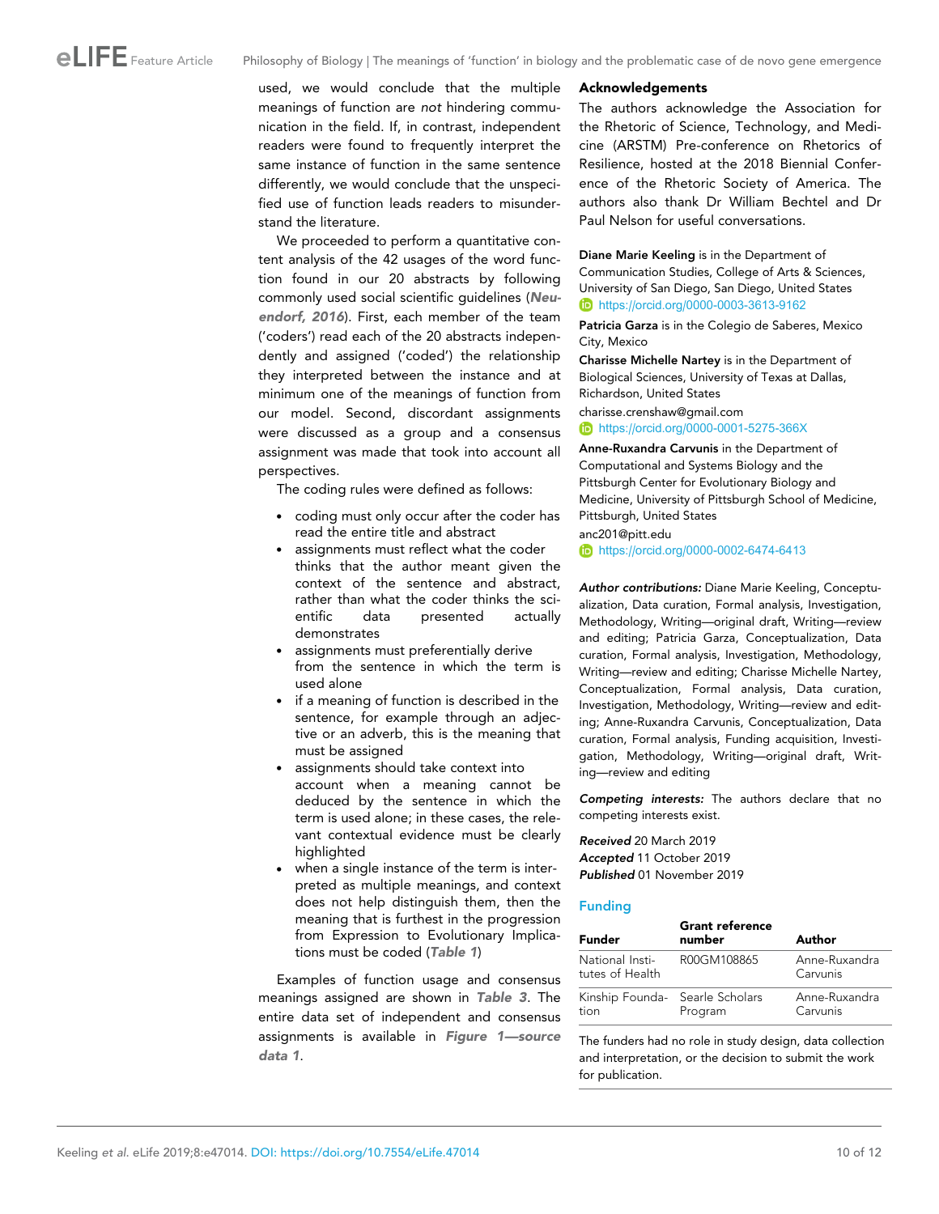used, we would conclude that the multiple meanings of function are *not* hindering communication in the field. If, in contrast, independent readers were found to frequently interpret the same instance of function in the same sentence differently, we would conclude that the unspecified use of function leads readers to misunderstand the literature.

We proceeded to perform a quantitative content analysis of the 42 usages of the word function found in our 20 abstracts by following commonly used social scientific guidelines (***Neuendorf, 2016***). First, each member of the team ('coders') read each of the 20 abstracts independently and assigned ('coded') the relationship they interpreted between the instance and at minimum one of the meanings of function from our model. Second, discordant assignments were discussed as a group and a consensus assignment was made that took into account all perspectives.

The coding rules were defined as follows:

- coding must only occur after the coder has read the entire title and abstract
- assignments must reflect what the coder thinks that the author meant given the context of the sentence and abstract, rather than what the coder thinks the scientific data presented actually demonstrates
- assignments must preferentially derive from the sentence in which the term is used alone
- if a meaning of function is described in the sentence, for example through an adjective or an adverb, this is the meaning that must be assigned
- assignments should take context into account when a meaning cannot be deduced by the sentence in which the term is used alone; in these cases, the relevant contextual evidence must be clearly highlighted
- when a single instance of the term is interpreted as multiple meanings, and context does not help distinguish them, then the meaning that is furthest in the progression from Expression to Evolutionary Implications must be coded (***Table 1***)

Examples of function usage and consensus meanings assigned are shown in ***Table 3***. The entire data set of independent and consensus assignments is available in ***Figure 1—source data 1***.

## Acknowledgements

The authors acknowledge the Association for the Rhetoric of Science, Technology, and Medicine (ARSTM) Pre-conference on Rhetorics of Resilience, hosted at the 2018 Biennial Conference of the Rhetoric Society of America. The authors also thank Dr William Bechtel and Dr Paul Nelson for useful conversations.

**Diane Marie Keeling** is in the Department of Communication Studies, College of Arts & Sciences, University of San Diego, San Diego, United States
https://orcid.org/0000-0003-3613-9162

**Patricia Garza** is in the Colegio de Saberes, Mexico City, Mexico

**Charisse Michelle Nartey** is in the Department of Biological Sciences, University of Texas at Dallas, Richardson, United States
charisse.crenshaw@gmail.com
https://orcid.org/0000-0001-5275-366X

**Anne-Ruxandra Carvunis** in the Department of Computational and Systems Biology and the Pittsburgh Center for Evolutionary Biology and Medicine, University of Pittsburgh School of Medicine, Pittsburgh, United States
anc201@pitt.edu
https://orcid.org/0000-0002-6474-6413

***Author contributions:*** Diane Marie Keeling, Conceptualization, Data curation, Formal analysis, Investigation, Methodology, Writing—original draft, Writing—review and editing; Patricia Garza, Conceptualization, Data curation, Formal analysis, Investigation, Methodology, Writing—review and editing; Charisse Michelle Nartey, Conceptualization, Formal analysis, Data curation, Investigation, Methodology, Writing—review and editing; Anne-Ruxandra Carvunis, Conceptualization, Data curation, Formal analysis, Funding acquisition, Investigation, Methodology, Writing—original draft, Writing—review and editing

***Competing interests:*** The authors declare that no competing interests exist.

***Received*** 20 March 2019
***Accepted*** 11 October 2019
***Published*** 01 November 2019

## Funding

| Funder | Grant reference number | Author |
|---|---|---|
| National Institutes of Health | R00GM108865 | Anne-Ruxandra Carvunis |
| Kinship Foundation | Searle Scholars Program | Anne-Ruxandra Carvunis |

The funders had no role in study design, data collection and interpretation, or the decision to submit the work for publication.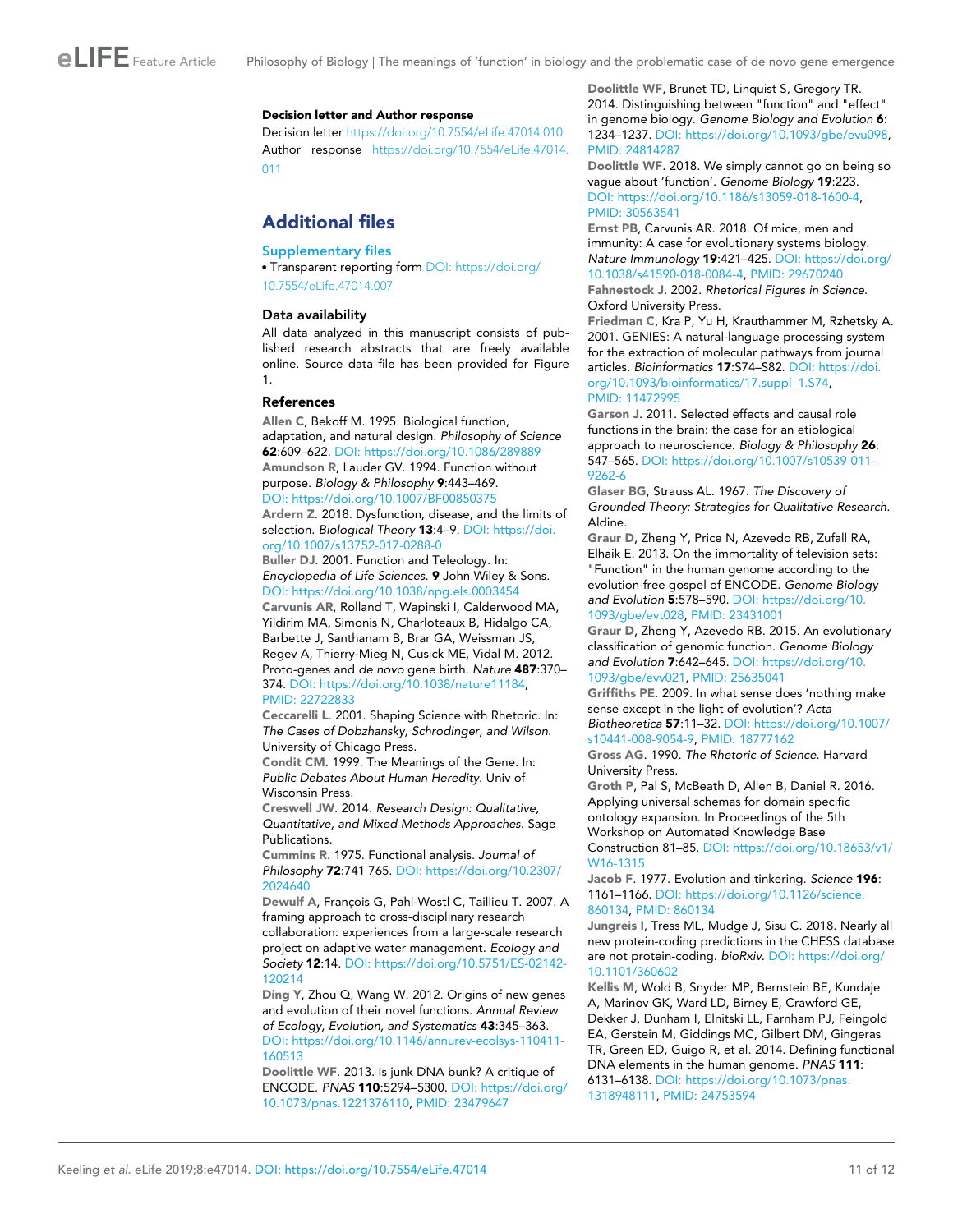#### Decision letter and Author response

Decision letter https://doi.org/10.7554/eLife.47014.010
Author response https://doi.org/10.7554/eLife.47014.011

## Additional files

### Supplementary files

• Transparent reporting form DOI: https://doi.org/10.7554/eLife.47014.007

### Data availability

All data analyzed in this manuscript consists of published research abstracts that are freely available online. Source data file has been provided for Figure 1.

### References

**Allen C**, Bekoff M. 1995. Biological function, adaptation, and natural design. *Philosophy of Science* **62**:609–622. DOI: https://doi.org/10.1086/289889

**Amundson R**, Lauder GV. 1994. Function without purpose. *Biology & Philosophy* **9**:443–469. DOI: https://doi.org/10.1007/BF00850375

**Ardern Z**. 2018. Dysfunction, disease, and the limits of selection. *Biological Theory* **13**:4–9. DOI: https://doi.org/10.1007/s13752-017-0288-0

**Buller DJ**. 2001. Function and Teleology. In: *Encyclopedia of Life Sciences*. **9** John Wiley & Sons. DOI: https://doi.org/10.1038/npg.els.0003454

**Carvunis AR**, Rolland T, Wapinski I, Calderwood MA, Yildirim MA, Simonis N, Charloteaux B, Hidalgo CA, Barbette J, Santhanam B, Brar GA, Weissman JS, Regev A, Thierry-Mieg N, Cusick ME, Vidal M. 2012. Proto-genes and *de novo* gene birth. *Nature* **487**:370–374. DOI: https://doi.org/10.1038/nature11184, PMID: 22722833

**Ceccarelli L**. 2001. Shaping Science with Rhetoric. In: *The Cases of Dobzhansky, Schrodinger, and Wilson*. University of Chicago Press.

**Condit CM**. 1999. The Meanings of the Gene. In: *Public Debates About Human Heredity*. Univ of Wisconsin Press.

**Creswell JW**. 2014. *Research Design: Qualitative, Quantitative, and Mixed Methods Approaches*. Sage Publications.

**Cummins R**. 1975. Functional analysis. *Journal of Philosophy* **72**:741 765. DOI: https://doi.org/10.2307/2024640

**Dewulf A**, François G, Pahl-Wostl C, Taillieu T. 2007. A framing approach to cross-disciplinary research collaboration: experiences from a large-scale research project on adaptive water management. *Ecology and Society* **12**:14. DOI: https://doi.org/10.5751/ES-02142-120214

**Ding Y**, Zhou Q, Wang W. 2012. Origins of new genes and evolution of their novel functions. *Annual Review of Ecology, Evolution, and Systematics* **43**:345–363. DOI: https://doi.org/10.1146/annurev-ecolsys-110411-160513

**Doolittle WF**. 2013. Is junk DNA bunk? A critique of ENCODE. *PNAS* **110**:5294–5300. DOI: https://doi.org/10.1073/pnas.1221376110, PMID: 23479647

**Doolittle WF**, Brunet TD, Linquist S, Gregory TR. 2014. Distinguishing between "function" and "effect" in genome biology. *Genome Biology and Evolution* **6**: 1234–1237. DOI: https://doi.org/10.1093/gbe/evu098, PMID: 24814287

**Doolittle WF**. 2018. We simply cannot go on being so vague about 'function'. *Genome Biology* **19**:223. DOI: https://doi.org/10.1186/s13059-018-1600-4, PMID: 30563541

**Ernst PB**, Carvunis AR. 2018. Of mice, men and immunity: A case for evolutionary systems biology. *Nature Immunology* **19**:421–425. DOI: https://doi.org/10.1038/s41590-018-0084-4, PMID: 29670240

**Fahnestock J**. 2002. *Rhetorical Figures in Science*. Oxford University Press.

**Friedman C**, Kra P, Yu H, Krauthammer M, Rzhetsky A. 2001. GENIES: A natural-language processing system for the extraction of molecular pathways from journal articles. *Bioinformatics* **17**:S74–S82. DOI: https://doi.org/10.1093/bioinformatics/17.suppl_1.S74, PMID: 11472995

**Garson J**. 2011. Selected effects and causal role functions in the brain: the case for an etiological approach to neuroscience. *Biology & Philosophy* **26**: 547–565. DOI: https://doi.org/10.1007/s10539-011-9262-6

**Glaser BG**, Strauss AL. 1967. *The Discovery of Grounded Theory: Strategies for Qualitative Research*. Aldine.

**Graur D**, Zheng Y, Price N, Azevedo RB, Zufall RA, Elhaik E. 2013. On the immortality of television sets: "Function" in the human genome according to the evolution-free gospel of ENCODE. *Genome Biology and Evolution* **5**:578–590. DOI: https://doi.org/10.1093/gbe/evt028, PMID: 23431001

**Graur D**, Zheng Y, Azevedo RB. 2015. An evolutionary classification of genomic function. *Genome Biology and Evolution* **7**:642–645. DOI: https://doi.org/10.1093/gbe/evv021, PMID: 25635041

**Griffiths PE**. 2009. In what sense does 'nothing make sense except in the light of evolution'? *Acta Biotheoretica* **57**:11–32. DOI: https://doi.org/10.1007/s10441-008-9054-9, PMID: 18777162

**Gross AG**. 1990. *The Rhetoric of Science*. Harvard University Press.

**Groth P**, Pal S, McBeath D, Allen B, Daniel R. 2016. Applying universal schemas for domain specific ontology expansion. In Proceedings of the 5th Workshop on Automated Knowledge Base Construction 81–85. DOI: https://doi.org/10.18653/v1/W16-1315

**Jacob F**. 1977. Evolution and tinkering. *Science* **196**: 1161–1166. DOI: https://doi.org/10.1126/science.860134, PMID: 860134

**Jungreis I**, Tress ML, Mudge J, Sisu C. 2018. Nearly all new protein-coding predictions in the CHESS database are not protein-coding. *bioRxiv*. DOI: https://doi.org/10.1101/360602

**Kellis M**, Wold B, Snyder MP, Bernstein BE, Kundaje A, Marinov GK, Ward LD, Birney E, Crawford GE, Dekker J, Dunham I, Elnitski LL, Farnham PJ, Feingold EA, Gerstein M, Giddings MC, Gilbert DM, Gingeras TR, Green ED, Guigo R, et al. 2014. Defining functional DNA elements in the human genome. *PNAS* **111**: 6131–6138. DOI: https://doi.org/10.1073/pnas.1318948111, PMID: 24753594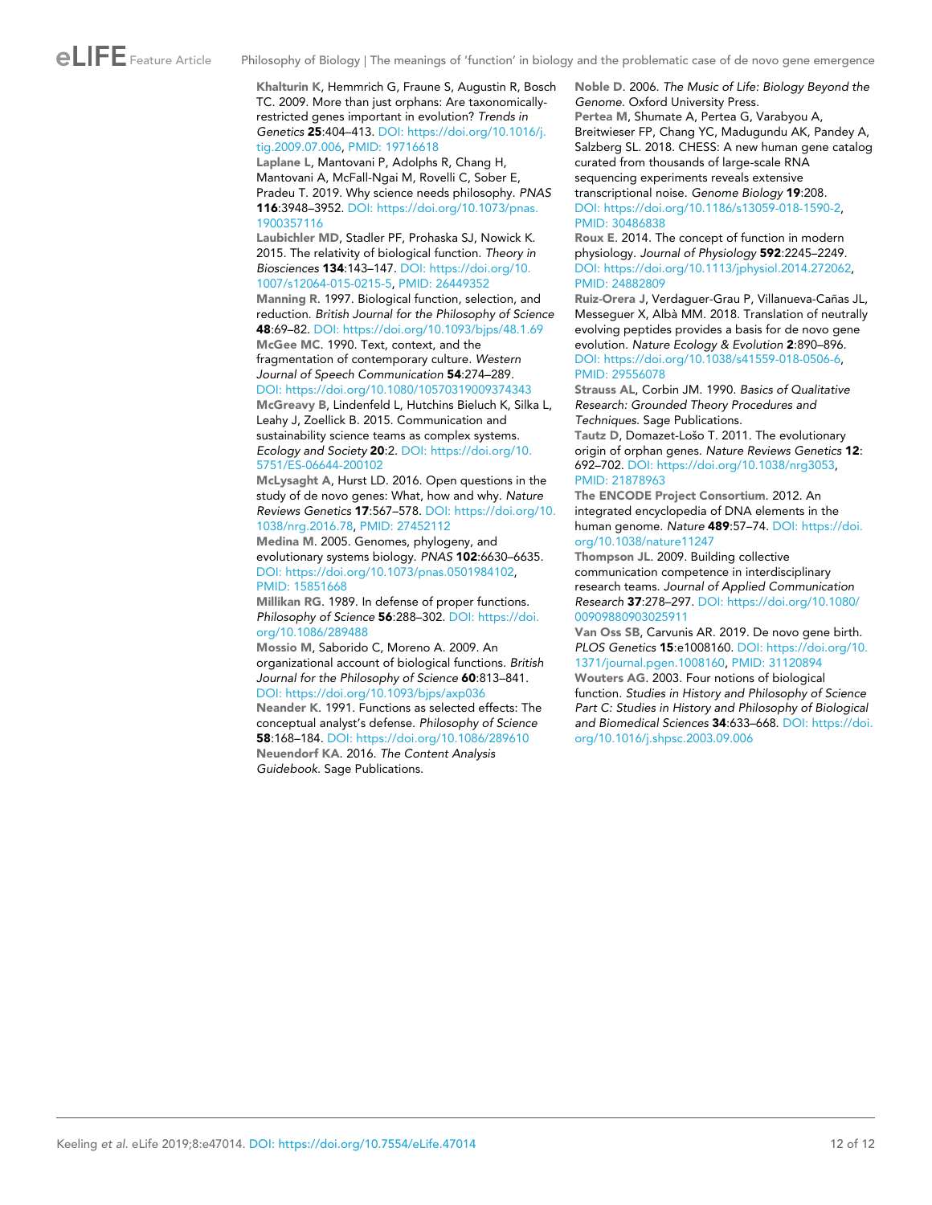Khalturin K, Hemmrich G, Fraune S, Augustin R, Bosch TC. 2009. More than just orphans: Are taxonomically-restricted genes important in evolution? *Trends in Genetics* **25**:404–413. DOI: https://doi.org/10.1016/j.tig.2009.07.006, PMID: 19716618

Laplane L, Mantovani P, Adolphs R, Chang H, Mantovani A, McFall-Ngai M, Rovelli C, Sober E, Pradeu T. 2019. Why science needs philosophy. *PNAS* **116**:3948–3952. DOI: https://doi.org/10.1073/pnas.1900357116

Laubichler MD, Stadler PF, Prohaska SJ, Nowick K. 2015. The relativity of biological function. *Theory in Biosciences* **134**:143–147. DOI: https://doi.org/10.1007/s12064-015-0215-5, PMID: 26449352

Manning R. 1997. Biological function, selection, and reduction. *British Journal for the Philosophy of Science* **48**:69–82. DOI: https://doi.org/10.1093/bjps/48.1.69

McGee MC. 1990. Text, context, and the fragmentation of contemporary culture. *Western Journal of Speech Communication* **54**:274–289. DOI: https://doi.org/10.1080/10570319009374343

McGreavy B, Lindenfeld L, Hutchins Bieluch K, Silka L, Leahy J, Zoellick B. 2015. Communication and sustainability science teams as complex systems. *Ecology and Society* **20**:2. DOI: https://doi.org/10.5751/ES-06644-200102

McLysaght A, Hurst LD. 2016. Open questions in the study of de novo genes: What, how and why. *Nature Reviews Genetics* **17**:567–578. DOI: https://doi.org/10.1038/nrg.2016.78, PMID: 27452112

Medina M. 2005. Genomes, phylogeny, and evolutionary systems biology. *PNAS* **102**:6630–6635. DOI: https://doi.org/10.1073/pnas.0501984102, PMID: 15851668

Millikan RG. 1989. In defense of proper functions. *Philosophy of Science* **56**:288–302. DOI: https://doi.org/10.1086/289488

Mossio M, Saborido C, Moreno A. 2009. An organizational account of biological functions. *British Journal for the Philosophy of Science* **60**:813–841. DOI: https://doi.org/10.1093/bjps/axp036

Neander K. 1991. Functions as selected effects: The conceptual analyst's defense. *Philosophy of Science* **58**:168–184. DOI: https://doi.org/10.1086/289610

Neuendorf KA. 2016. *The Content Analysis Guidebook*. Sage Publications.

Noble D. 2006. *The Music of Life: Biology Beyond the Genome*. Oxford University Press.

Pertea M, Shumate A, Pertea G, Varabyou A, Breitwieser FP, Chang YC, Madugundu AK, Pandey A, Salzberg SL. 2018. CHESS: A new human gene catalog curated from thousands of large-scale RNA sequencing experiments reveals extensive transcriptional noise. *Genome Biology* **19**:208. DOI: https://doi.org/10.1186/s13059-018-1590-2, PMID: 30486838

Roux E. 2014. The concept of function in modern physiology. *Journal of Physiology* **592**:2245–2249. DOI: https://doi.org/10.1113/jphysiol.2014.272062, PMID: 24882809

Ruiz-Orera J, Verdaguer-Grau P, Villanueva-Cañas JL, Messeguer X, Albà MM. 2018. Translation of neutrally evolving peptides provides a basis for de novo gene evolution. *Nature Ecology & Evolution* **2**:890–896. DOI: https://doi.org/10.1038/s41559-018-0506-6, PMID: 29556078

Strauss AL, Corbin JM. 1990. *Basics of Qualitative Research: Grounded Theory Procedures and Techniques*. Sage Publications.

Tautz D, Domazet-Lošo T. 2011. The evolutionary origin of orphan genes. *Nature Reviews Genetics* **12**: 692–702. DOI: https://doi.org/10.1038/nrg3053, PMID: 21878963

The ENCODE Project Consortium. 2012. An integrated encyclopedia of DNA elements in the human genome. *Nature* **489**:57–74. DOI: https://doi.org/10.1038/nature11247

Thompson JL. 2009. Building collective communication competence in interdisciplinary research teams. *Journal of Applied Communication Research* **37**:278–297. DOI: https://doi.org/10.1080/00909880903025911

Van Oss SB, Carvunis AR. 2019. De novo gene birth. *PLOS Genetics* **15**:e1008160. DOI: https://doi.org/10.1371/journal.pgen.1008160, PMID: 31120894

Wouters AG. 2003. Four notions of biological function. *Studies in History and Philosophy of Science Part C: Studies in History and Philosophy of Biological and Biomedical Sciences* **34**:633–668. DOI: https://doi.org/10.1016/j.shpsc.2003.09.006